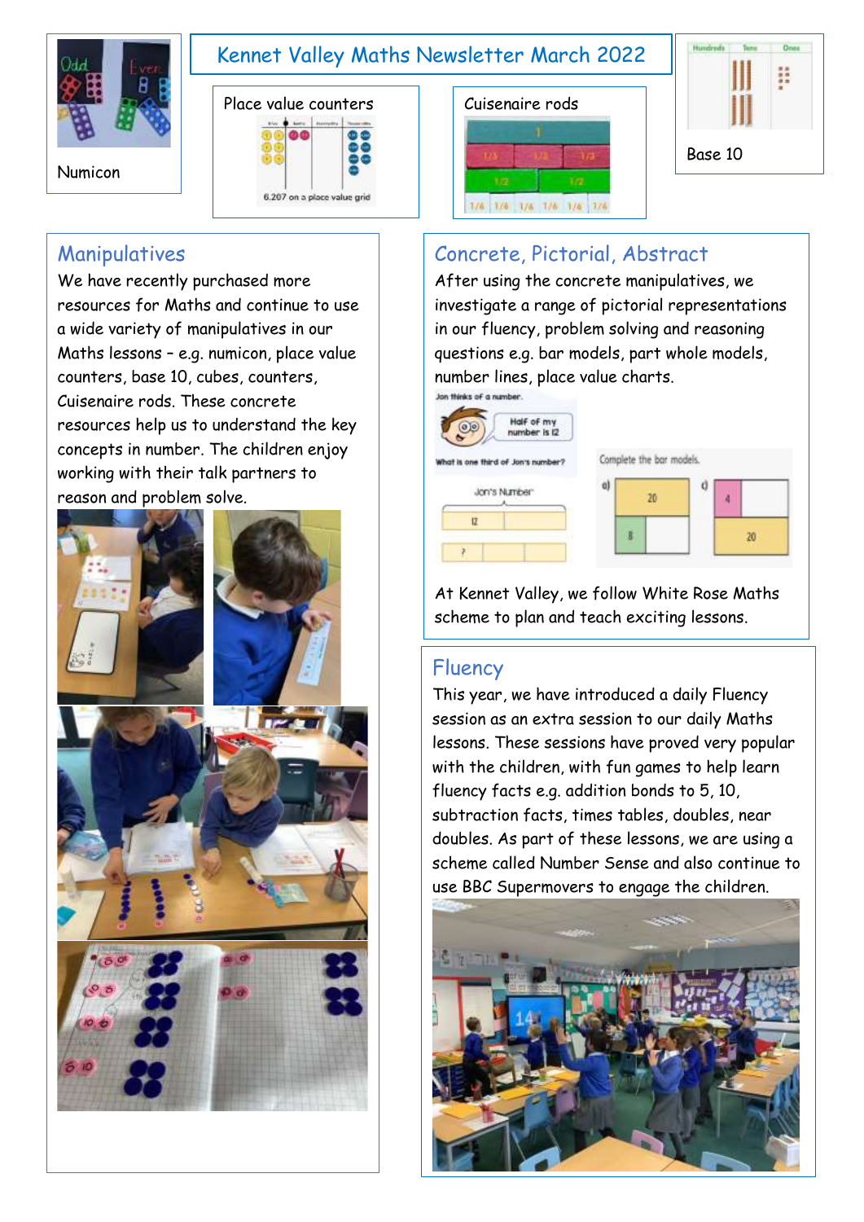# Kennet Valley Maths Newsletter March 2022

Numicon

Place value counters

6.207 on a place value grid

Cuisenaire rods

Base 10

## Manipulatives

We have recently purchased more resources for Maths and continue to use a wide variety of manipulatives in our Maths lessons – e.g. numicon, place value counters, base 10, cubes, counters, Cuisenaire rods. These concrete resources help us to understand the key concepts in number. The children enjoy working with their talk partners to reason and problem solve.

## Concrete, Pictorial, Abstract

After using the concrete manipulatives, we investigate a range of pictorial representations in our fluency, problem solving and reasoning questions e.g. bar models, part whole models, number lines, place value charts.

Jon thinks of a number.

Half of my number is 12

What is one third of Jon's number?

Complete the bar models.

At Kennet Valley, we follow White Rose Maths scheme to plan and teach exciting lessons.

## Fluency

This year, we have introduced a daily Fluency session as an extra session to our daily Maths lessons. These sessions have proved very popular with the children, with fun games to help learn fluency facts e.g. addition bonds to 5, 10, subtraction facts, times tables, doubles, near doubles. As part of these lessons, we are using a scheme called Number Sense and also continue to use BBC Supermovers to engage the children.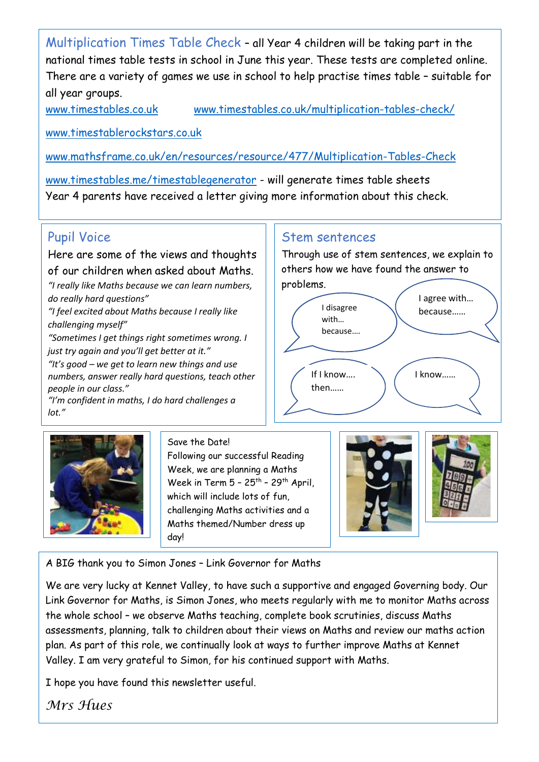## Multiplication Times Table Check

– all Year 4 children will be taking part in the national times table tests in school in June this year. These tests are completed online. There are a variety of games we use in school to help practise times table – suitable for all year groups.

www.timestables.co.uk www.timestables.co.uk/multiplication-tables-check/

www.timestablerockstars.co.uk

www.mathsframe.co.uk/en/resources/resource/477/Multiplication-Tables-Check

www.timestables.me/timestablegenerator - will generate times table sheets

Year 4 parents have received a letter giving more information about this check.

## Pupil Voice

Here are some of the views and thoughts of our children when asked about Maths.

*"I really like Maths because we can learn numbers, do really hard questions"*

*"I feel excited about Maths because I really like challenging myself"*

*"Sometimes I get things right sometimes wrong. I just try again and you'll get better at it."*

*"It's good – we get to learn new things and use numbers, answer really hard questions, teach other people in our class."*

*"I'm confident in maths, I do hard challenges a lot."*

## Stem sentences

Through use of stem sentences, we explain to others how we have found the answer to problems.

I disagree with… because….

I agree with… because……

If I know…. then……

I know……

Save the Date!

Following our successful Reading Week, we are planning a Maths Week in Term 5 - 25th – 29th April, which will include lots of fun, challenging Maths activities and a Maths themed/Number dress up day!

A BIG thank you to Simon Jones – Link Governor for Maths

We are very lucky at Kennet Valley, to have such a supportive and engaged Governing body. Our Link Governor for Maths, is Simon Jones, who meets regularly with me to monitor Maths across the whole school – we observe Maths teaching, complete book scrutinies, discuss Maths assessments, planning, talk to children about their views on Maths and review our maths action plan. As part of this role, we continually look at ways to further improve Maths at Kennet Valley. I am very grateful to Simon, for his continued support with Maths.

I hope you have found this newsletter useful.

*Mrs Hues*